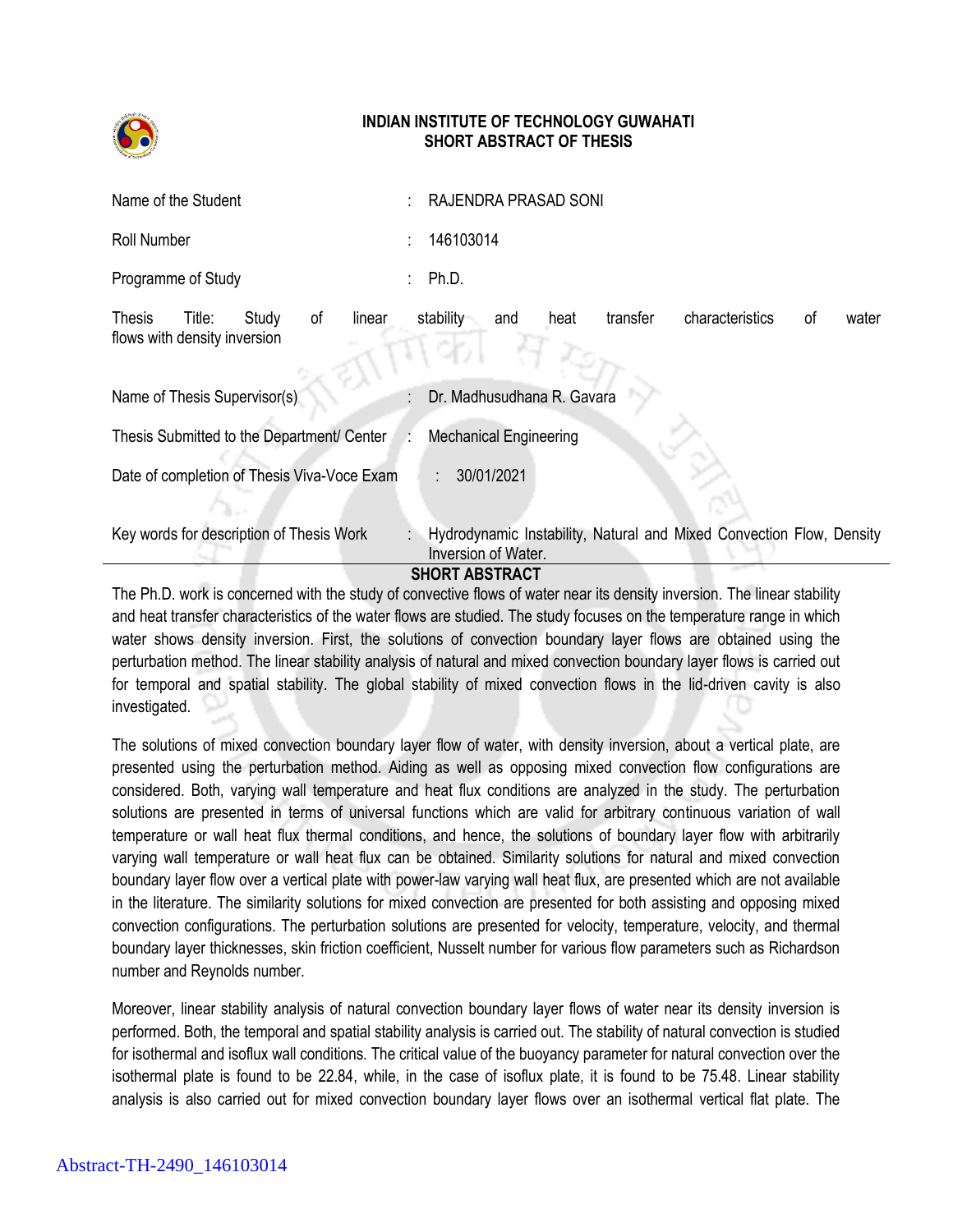**INDIAN INSTITUTE OF TECHNOLOGY GUWAHATI**
**SHORT ABSTRACT OF THESIS**

| | | |
|---|---|---|
| Name of the Student | : | RAJENDRA PRASAD SONI |
| Roll Number | : | 146103014 |
| Programme of Study | : | Ph.D. |

Thesis Title: Study of linear stability and heat transfer characteristics of water flows with density inversion

| | | |
|---|---|---|
| Name of Thesis Supervisor(s) | : | Dr. Madhusudhana R. Gavara |
| Thesis Submitted to the Department/ Center | : | Mechanical Engineering |
| Date of completion of Thesis Viva-Voce Exam | : | 30/01/2021 |
| Key words for description of Thesis Work | : | Hydrodynamic Instability, Natural and Mixed Convection Flow, Density Inversion of Water. |

## SHORT ABSTRACT

The Ph.D. work is concerned with the study of convective flows of water near its density inversion. The linear stability and heat transfer characteristics of the water flows are studied. The study focuses on the temperature range in which water shows density inversion. First, the solutions of convection boundary layer flows are obtained using the perturbation method. The linear stability analysis of natural and mixed convection boundary layer flows is carried out for temporal and spatial stability. The global stability of mixed convection flows in the lid-driven cavity is also investigated.

The solutions of mixed convection boundary layer flow of water, with density inversion, about a vertical plate, are presented using the perturbation method. Aiding as well as opposing mixed convection flow configurations are considered. Both, varying wall temperature and heat flux conditions are analyzed in the study. The perturbation solutions are presented in terms of universal functions which are valid for arbitrary continuous variation of wall temperature or wall heat flux thermal conditions, and hence, the solutions of boundary layer flow with arbitrarily varying wall temperature or wall heat flux can be obtained. Similarity solutions for natural and mixed convection boundary layer flow over a vertical plate with power-law varying wall heat flux, are presented which are not available in the literature. The similarity solutions for mixed convection are presented for both assisting and opposing mixed convection configurations. The perturbation solutions are presented for velocity, temperature, velocity, and thermal boundary layer thicknesses, skin friction coefficient, Nusselt number for various flow parameters such as Richardson number and Reynolds number.

Moreover, linear stability analysis of natural convection boundary layer flows of water near its density inversion is performed. Both, the temporal and spatial stability analysis is carried out. The stability of natural convection is studied for isothermal and isoflux wall conditions. The critical value of the buoyancy parameter for natural convection over the isothermal plate is found to be 22.84, while, in the case of isoflux plate, it is found to be 75.48. Linear stability analysis is also carried out for mixed convection boundary layer flows over an isothermal vertical flat plate. The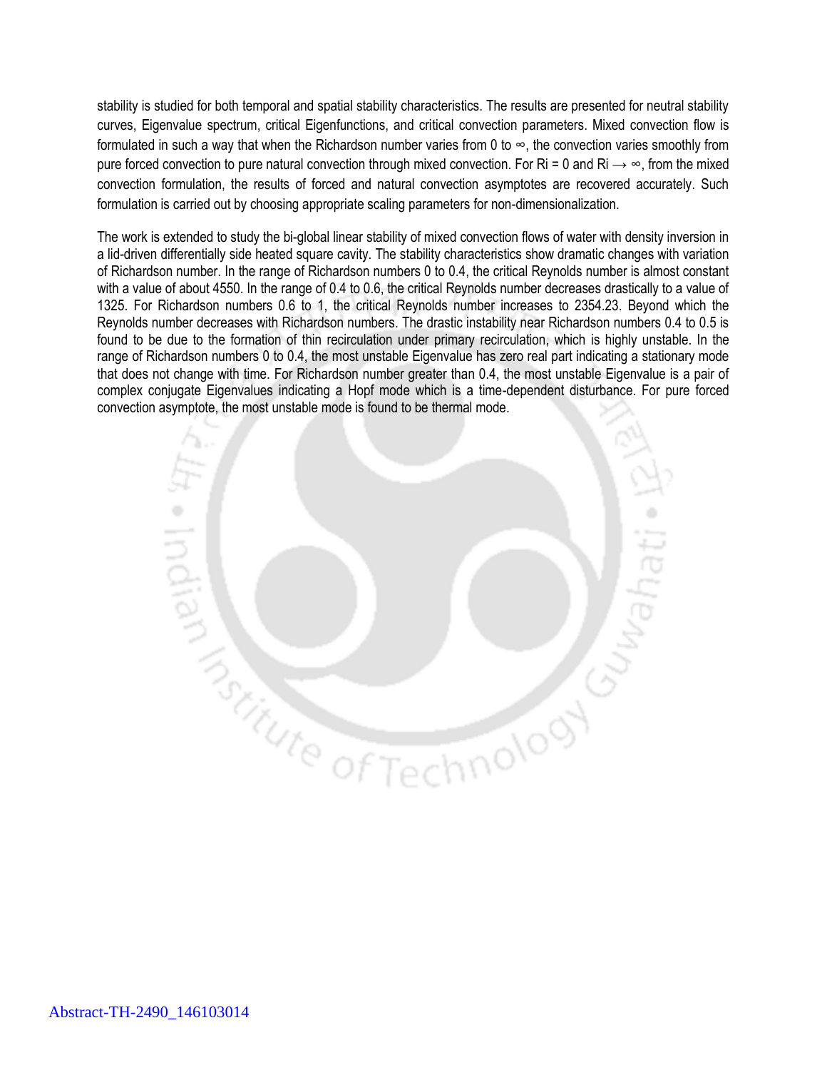stability is studied for both temporal and spatial stability characteristics. The results are presented for neutral stability curves, Eigenvalue spectrum, critical Eigenfunctions, and critical convection parameters. Mixed convection flow is formulated in such a way that when the Richardson number varies from 0 to $\infty$, the convection varies smoothly from pure forced convection to pure natural convection through mixed convection. For $Ri = 0$ and $Ri \rightarrow \infty$, from the mixed convection formulation, the results of forced and natural convection asymptotes are recovered accurately. Such formulation is carried out by choosing appropriate scaling parameters for non-dimensionalization.

The work is extended to study the bi-global linear stability of mixed convection flows of water with density inversion in a lid-driven differentially side heated square cavity. The stability characteristics show dramatic changes with variation of Richardson number. In the range of Richardson numbers 0 to 0.4, the critical Reynolds number is almost constant with a value of about 4550. In the range of 0.4 to 0.6, the critical Reynolds number decreases drastically to a value of 1325. For Richardson numbers 0.6 to 1, the critical Reynolds number increases to 2354.23. Beyond which the Reynolds number decreases with Richardson numbers. The drastic instability near Richardson numbers 0.4 to 0.5 is found to be due to the formation of thin recirculation under primary recirculation, which is highly unstable. In the range of Richardson numbers 0 to 0.4, the most unstable Eigenvalue has zero real part indicating a stationary mode that does not change with time. For Richardson number greater than 0.4, the most unstable Eigenvalue is a pair of complex conjugate Eigenvalues indicating a Hopf mode which is a time-dependent disturbance. For pure forced convection asymptote, the most unstable mode is found to be thermal mode.